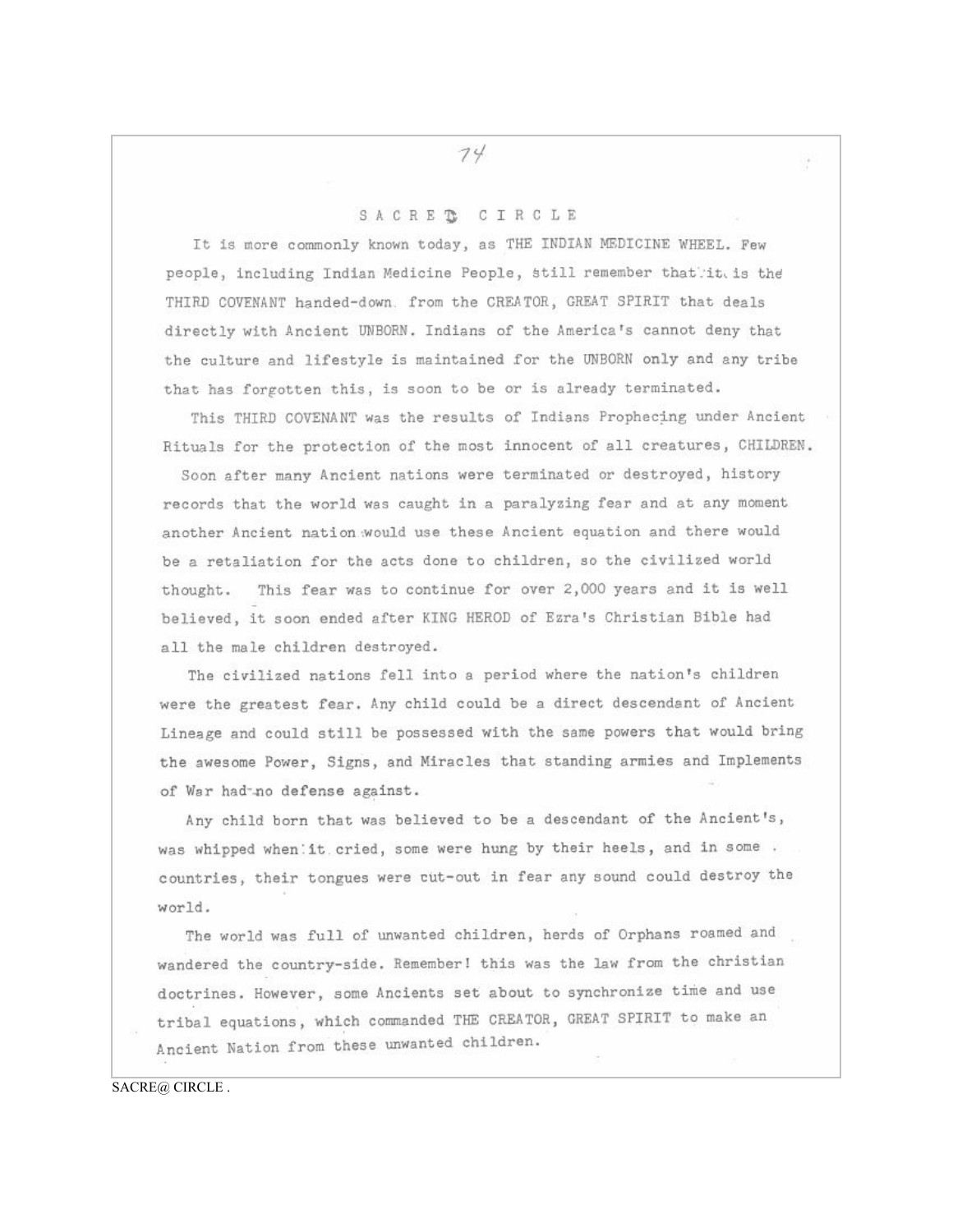# SACRED CIRCLE

It is more commonly known today, as THE INDIAN MEDICINE WHEEL. Few people, including Indian Medicine People, still remember that it is the THIRD COVENANT handed-down from the CREATOR, GREAT SPIRIT that deals directly with Ancient UNBORN. Indians of the America's cannot deny that the culture and lifestyle is maintained for the UNBORN only and any tribe that has forgotten this, is soon to be or is already terminated.

This THIRD COVENANT was the results of Indians Prophecing under Ancient Rituals for the protection of the most innocent of all creatures, CHILDREN.

Soon after many Ancient nations were terminated or destroyed, history records that the world was caught in a paralyzing fear and at any moment another Ancient nation would use these Ancient equation and there would be a retaliation for the acts done to children, so the civilized world thought. This fear was to continue for over 2,000 years and it is well believed, it soon ended after KING HEROD of Ezra's Christian Bible had all the male children destroyed.

The civilized nations fell into a period where the nation's children were the greatest fear. Any child could be a direct descendant of Ancient Lineage and could still be possessed with the same powers that would bring the awesome Power, Signs, and Miracles that standing armies and Implements of War had no defense against.

Any child born that was believed to be a descendant of the Ancient's, was whipped when it cried, some were hung by their heels, and in some countries, their tongues were cut-out in fear any sound could destroy the world.

The world was full of unwanted children, herds of Orphans roamed and wandered the country-side. Remember! this was the law from the christian doctrines. However, some Ancients set about to synchronize time and use tribal equations, which commanded THE CREATOR, GREAT SPIRIT to make an Ancient Nation from these unwanted children.

SACRE@ CIRCLE .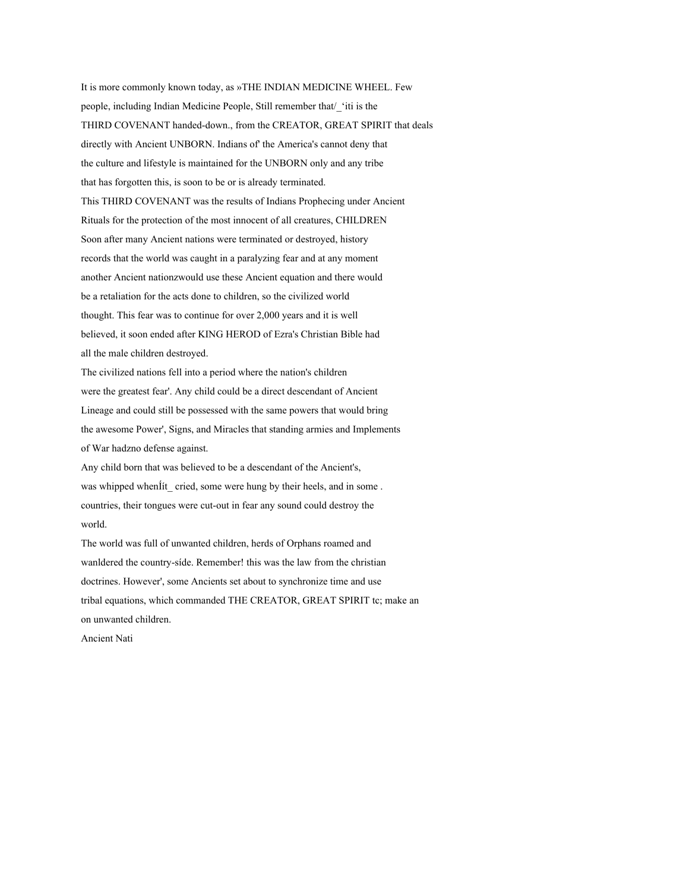It is more commonly known today, as »THE INDIAN MEDICINE WHEEL. Few people, including Indian Medicine People, Still remember that/_'iti is the THIRD COVENANT handed-down., from the CREATOR, GREAT SPIRIT that deals directly with Ancient UNBORN. Indians of' the America's cannot deny that the culture and lifestyle is maintained for the UNBORN only and any tribe that has forgotten this, is soon to be or is already terminated.

This THIRD COVENANT was the results of Indians Prophecing under Ancient Rituals for the protection of the most innocent of all creatures, CHILDREN Soon after many Ancient nations were terminated or destroyed, history records that the world was caught in a paralyzing fear and at any moment another Ancient nationzwould use these Ancient equation and there would be a retaliation for the acts done to children, so the civilized world thought. This fear was to continue for over 2,000 years and it is well believed, it soon ended after KING HEROD of Ezra's Christian Bible had all the male children destroyed.

The civilized nations fell into a period where the nation's children were the greatest fear'. Any child could be a direct descendant of Ancient Lineage and could still be possessed with the same powers that would bring the awesome Power', Signs, and Miracles that standing armies and Implements of War hadzno defense against.

Any child born that was believed to be a descendant of the Ancient's, was whipped whenÍit_ cried, some were hung by their heels, and in some . countries, their tongues were cut-out in fear any sound could destroy the world.

The world was full of unwanted children, herds of Orphans roamed and wanldered the country-síde. Remember! this was the law from the christian doctrines. However', some Ancients set about to synchronize time and use tribal equations, which commanded THE CREATOR, GREAT SPIRIT tc; make an on unwanted children.

Ancient Nati